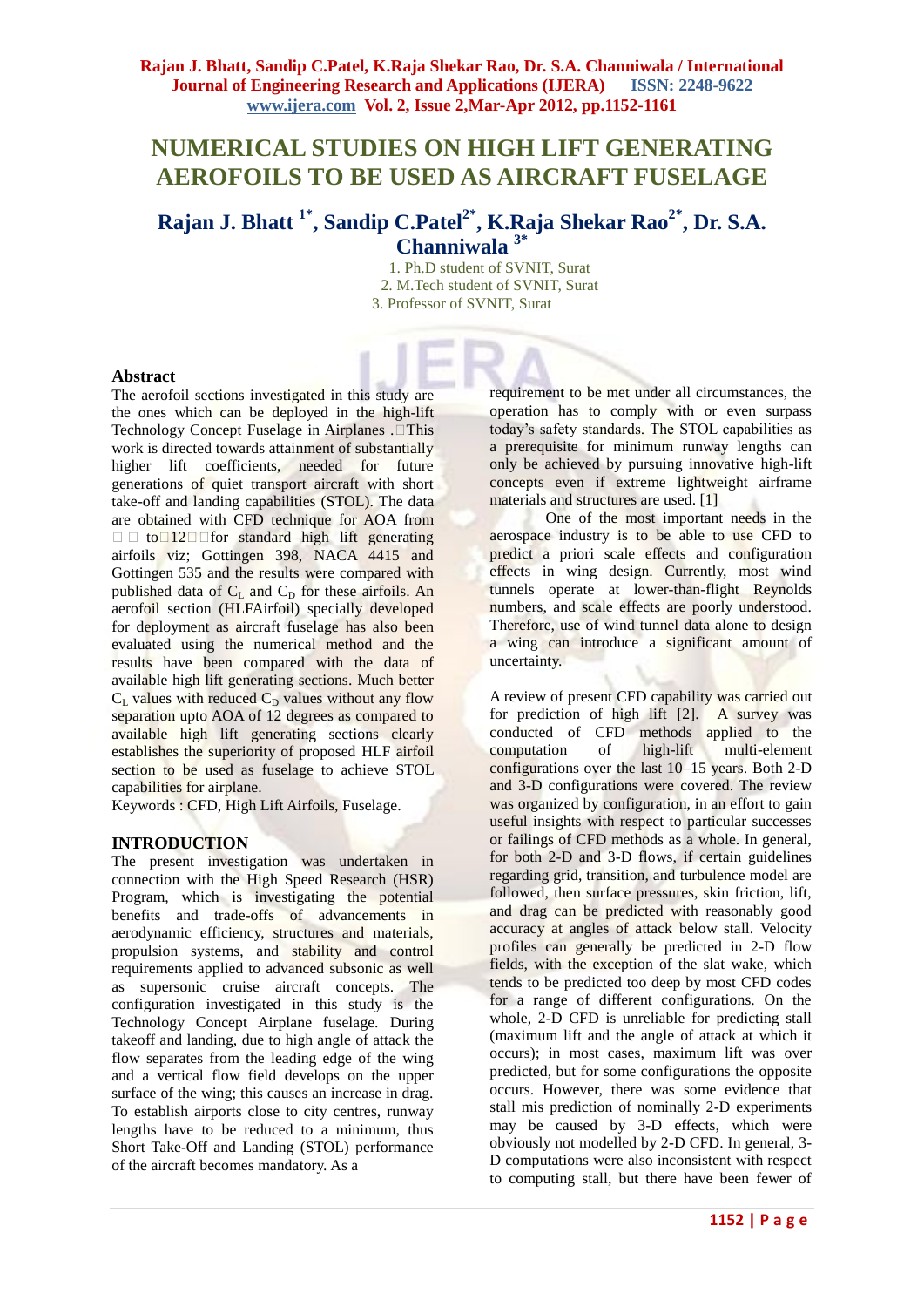# NUMERICAL STUDIES ON HIGH LIFT GENERATING AEROFOILS TO BE USED AS AIRCRAFT FUSELAGE

## Rajan J. Bhatt [1*], Sandip C.Patel[2*], K.Raja Shekar Rao[2*], Dr. S.A. Channiwala [3*]

1. Ph.D student of SVNIT, Surat
2. M.Tech student of SVNIT, Surat
3. Professor of SVNIT, Surat

### Abstract

The aerofoil sections investigated in this study are the ones which can be deployed in the high-lift Technology Concept Fuselage in Airplanes . This work is directed towards attainment of substantially higher lift coefficients, needed for future generations of quiet transport aircraft with short take-off and landing capabilities (STOL). The data are obtained with CFD technique for AOA from to 12 for standard high lift generating airfoils viz; Gottingen 398, NACA 4415 and Gottingen 535 and the results were compared with published data of $C_L$ and $C_D$ for these airfoils. An aerofoil section (HLFAirfoil) specially developed for deployment as aircraft fuselage has also been evaluated using the numerical method and the results have been compared with the data of available high lift generating sections. Much better $C_L$ values with reduced $C_D$ values without any flow separation upto AOA of 12 degrees as compared to available high lift generating sections clearly establishes the superiority of proposed HLF airfoil section to be used as fuselage to achieve STOL capabilities for airplane.

Keywords : CFD, High Lift Airfoils, Fuselage.

### INTRODUCTION

The present investigation was undertaken in connection with the High Speed Research (HSR) Program, which is investigating the potential benefits and trade-offs of advancements in aerodynamic efficiency, structures and materials, propulsion systems, and stability and control requirements applied to advanced subsonic as well as supersonic cruise aircraft concepts. The configuration investigated in this study is the Technology Concept Airplane fuselage. During takeoff and landing, due to high angle of attack the flow separates from the leading edge of the wing and a vertical flow field develops on the upper surface of the wing; this causes an increase in drag. To establish airports close to city centres, runway lengths have to be reduced to a minimum, thus Short Take-Off and Landing (STOL) performance of the aircraft becomes mandatory. As a requirement to be met under all circumstances, the operation has to comply with or even surpass today's safety standards. The STOL capabilities as a prerequisite for minimum runway lengths can only be achieved by pursuing innovative high-lift concepts even if extreme lightweight airframe materials and structures are used. [1]

One of the most important needs in the aerospace industry is to be able to use CFD to predict a priori scale effects and configuration effects in wing design. Currently, most wind tunnels operate at lower-than-flight Reynolds numbers, and scale effects are poorly understood. Therefore, use of wind tunnel data alone to design a wing can introduce a significant amount of uncertainty.

A review of present CFD capability was carried out for prediction of high lift [2]. A survey was conducted of CFD methods applied to the computation of high-lift multi-element configurations over the last 10–15 years. Both 2-D and 3-D configurations were covered. The review was organized by configuration, in an effort to gain useful insights with respect to particular successes or failings of CFD methods as a whole. In general, for both 2-D and 3-D flows, if certain guidelines regarding grid, transition, and turbulence model are followed, then surface pressures, skin friction, lift, and drag can be predicted with reasonably good accuracy at angles of attack below stall. Velocity profiles can generally be predicted in 2-D flow fields, with the exception of the slat wake, which tends to be predicted too deep by most CFD codes for a range of different configurations. On the whole, 2-D CFD is unreliable for predicting stall (maximum lift and the angle of attack at which it occurs); in most cases, maximum lift was over predicted, but for some configurations the opposite occurs. However, there was some evidence that stall mis prediction of nominally 2-D experiments may be caused by 3-D effects, which were obviously not modelled by 2-D CFD. In general, 3-D computations were also inconsistent with respect to computing stall, but there have been fewer of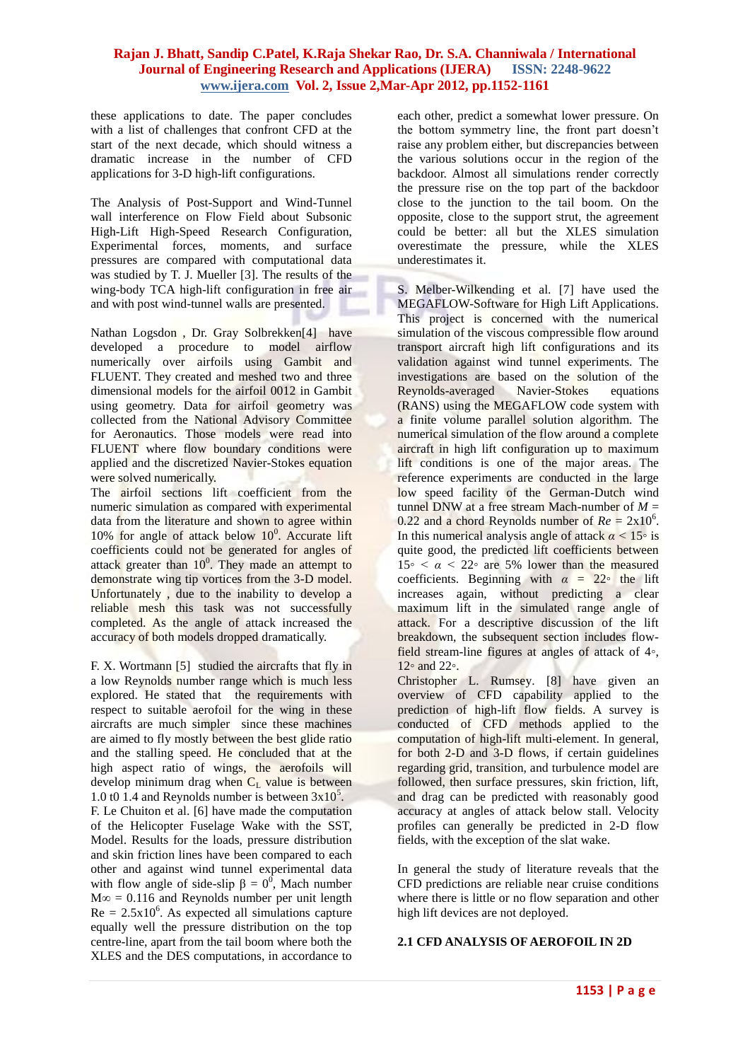these applications to date. The paper concludes with a list of challenges that confront CFD at the start of the next decade, which should witness a dramatic increase in the number of CFD applications for 3-D high-lift configurations.

The Analysis of Post-Support and Wind-Tunnel wall interference on Flow Field about Subsonic High-Lift High-Speed Research Configuration, Experimental forces, moments, and surface pressures are compared with computational data was studied by T. J. Mueller [3]. The results of the wing-body TCA high-lift configuration in free air and with post wind-tunnel walls are presented.

Nathan Logsdon , Dr. Gray Solbrekken[4] have developed a procedure to model airflow numerically over airfoils using Gambit and FLUENT. They created and meshed two and three dimensional models for the airfoil 0012 in Gambit using geometry. Data for airfoil geometry was collected from the National Advisory Committee for Aeronautics. Those models were read into FLUENT where flow boundary conditions were applied and the discretized Navier-Stokes equation were solved numerically.

The airfoil sections lift coefficient from the numeric simulation as compared with experimental data from the literature and shown to agree within 10% for angle of attack below $10^0$. Accurate lift coefficients could not be generated for angles of attack greater than $10^0$. They made an attempt to demonstrate wing tip vortices from the 3-D model. Unfortunately , due to the inability to develop a reliable mesh this task was not successfully completed. As the angle of attack increased the accuracy of both models dropped dramatically.

F. X. Wortmann [5] studied the aircrafts that fly in a low Reynolds number range which is much less explored. He stated that the requirements with respect to suitable aerofoil for the wing in these aircrafts are much simpler since these machines are aimed to fly mostly between the best glide ratio and the stalling speed. He concluded that at the high aspect ratio of wings, the aerofoils will develop minimum drag when $C_L$ value is between 1.0 t0 1.4 and Reynolds number is between $3x10^5$.

F. Le Chuiton et al. [6] have made the computation of the Helicopter Fuselage Wake with the SST, Model. Results for the loads, pressure distribution and skin friction lines have been compared to each other and against wind tunnel experimental data with flow angle of side-slip $\beta = 0^0$, Mach number $M\infty = 0.116$ and Reynolds number per unit length $Re = 2.5x10^6$. As expected all simulations capture equally well the pressure distribution on the top centre-line, apart from the tail boom where both the XLES and the DES computations, in accordance to each other, predict a somewhat lower pressure. On the bottom symmetry line, the front part doesn't raise any problem either, but discrepancies between the various solutions occur in the region of the backdoor. Almost all simulations render correctly the pressure rise on the top part of the backdoor close to the junction to the tail boom. On the opposite, close to the support strut, the agreement could be better: all but the XLES simulation overestimate the pressure, while the XLES underestimates it.

S. Melber-Wilkending et al. [7] have used the MEGAFLOW-Software for High Lift Applications. This project is concerned with the numerical simulation of the viscous compressible flow around transport aircraft high lift configurations and its validation against wind tunnel experiments. The investigations are based on the solution of the Reynolds-averaged Navier-Stokes equations (RANS) using the MEGAFLOW code system with a finite volume parallel solution algorithm. The numerical simulation of the flow around a complete aircraft in high lift configuration up to maximum lift conditions is one of the major areas. The reference experiments are conducted in the large low speed facility of the German-Dutch wind tunnel DNW at a free stream Mach-number of $M = 0.22$ and a chord Reynolds number of $Re = 2x10^6$. In this numerical analysis angle of attack $\alpha < 15^\circ$ is quite good, the predicted lift coefficients between $15^\circ < \alpha < 22^\circ$ are 5% lower than the measured coefficients. Beginning with $\alpha = 22^\circ$ the lift increases again, without predicting a clear maximum lift in the simulated range angle of attack. For a descriptive discussion of the lift breakdown, the subsequent section includes flow-field stream-line figures at angles of attack of 4°, 12° and 22°.

Christopher L. Rumsey. [8] have given an overview of CFD capability applied to the prediction of high-lift flow fields. A survey is conducted of CFD methods applied to the computation of high-lift multi-element. In general, for both 2-D and 3-D flows, if certain guidelines regarding grid, transition, and turbulence model are followed, then surface pressures, skin friction, lift, and drag can be predicted with reasonably good accuracy at angles of attack below stall. Velocity profiles can generally be predicted in 2-D flow fields, with the exception of the slat wake.

In general the study of literature reveals that the CFD predictions are reliable near cruise conditions where there is little or no flow separation and other high lift devices are not deployed.

## 2.1 CFD ANALYSIS OF AEROFOIL IN 2D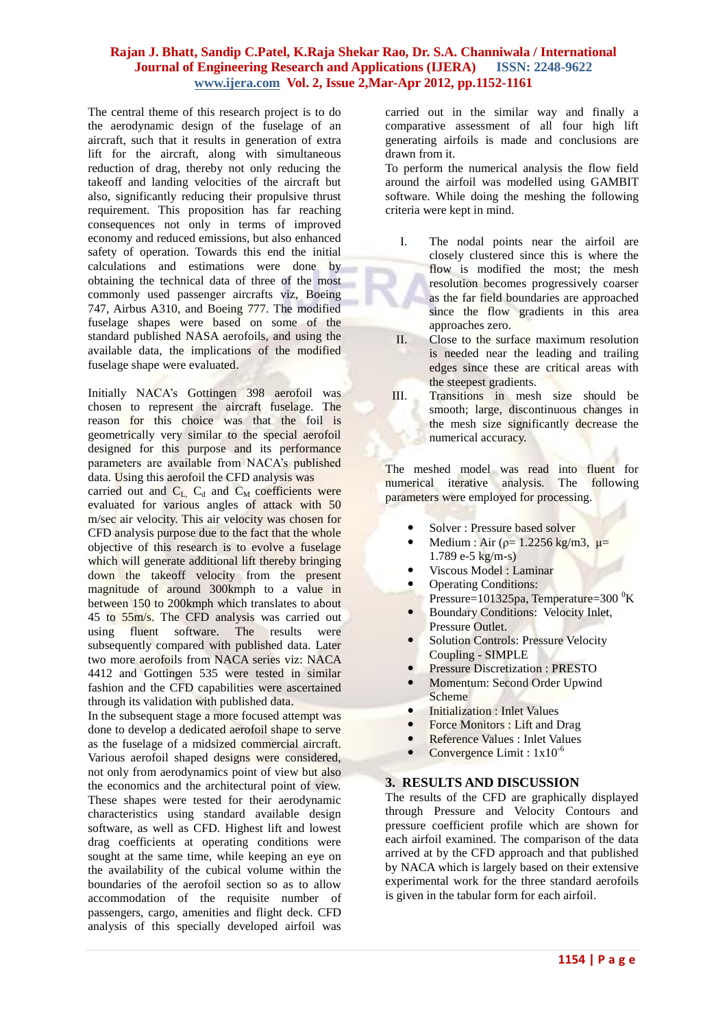The central theme of this research project is to do the aerodynamic design of the fuselage of an aircraft, such that it results in generation of extra lift for the aircraft, along with simultaneous reduction of drag, thereby not only reducing the takeoff and landing velocities of the aircraft but also, significantly reducing their propulsive thrust requirement. This proposition has far reaching consequences not only in terms of improved economy and reduced emissions, but also enhanced safety of operation. Towards this end the initial calculations and estimations were done by obtaining the technical data of three of the most commonly used passenger aircrafts viz, Boeing 747, Airbus A310, and Boeing 777. The modified fuselage shapes were based on some of the standard published NASA aerofoils, and using the available data, the implications of the modified fuselage shape were evaluated.

Initially NACA's Gottingen 398 aerofoil was chosen to represent the aircraft fuselage. The reason for this choice was that the foil is geometrically very similar to the special aerofoil designed for this purpose and its performance parameters are available from NACA's published data. Using this aerofoil the CFD analysis was carried out and $C_L$, $C_d$ and $C_M$ coefficients were evaluated for various angles of attack with 50 m/sec air velocity. This air velocity was chosen for CFD analysis purpose due to the fact that the whole objective of this research is to evolve a fuselage which will generate additional lift thereby bringing down the takeoff velocity from the present magnitude of around 300kmph to a value in between 150 to 200kmph which translates to about 45 to 55m/s. The CFD analysis was carried out using fluent software. The results were subsequently compared with published data. Later two more aerofoils from NACA series viz: NACA 4412 and Gottingen 535 were tested in similar fashion and the CFD capabilities were ascertained through its validation with published data.

In the subsequent stage a more focused attempt was done to develop a dedicated aerofoil shape to serve as the fuselage of a midsized commercial aircraft. Various aerofoil shaped designs were considered, not only from aerodynamics point of view but also the economics and the architectural point of view. These shapes were tested for their aerodynamic characteristics using standard available design software, as well as CFD. Highest lift and lowest drag coefficients at operating conditions were sought at the same time, while keeping an eye on the availability of the cubical volume within the boundaries of the aerofoil section so as to allow accommodation of the requisite number of passengers, cargo, amenities and flight deck. CFD analysis of this specially developed airfoil was carried out in the similar way and finally a comparative assessment of all four high lift generating airfoils is made and conclusions are drawn from it.

To perform the numerical analysis the flow field around the airfoil was modelled using GAMBIT software. While doing the meshing the following criteria were kept in mind.

I. The nodal points near the airfoil are closely clustered since this is where the flow is modified the most; the mesh resolution becomes progressively coarser as the far field boundaries are approached since the flow gradients in this area approaches zero.

II. Close to the surface maximum resolution is needed near the leading and trailing edges since these are critical areas with the steepest gradients.

III. Transitions in mesh size should be smooth; large, discontinuous changes in the mesh size significantly decrease the numerical accuracy.

The meshed model was read into fluent for numerical iterative analysis. The following parameters were employed for processing.

- Solver : Pressure based solver
- Medium : Air ($\rho$= 1.2256 kg/m3, $\mu$= 1.789 e-5 kg/m-s)
- Viscous Model : Laminar
- Operating Conditions: Pressure=101325pa, Temperature=300 $^0$K
- Boundary Conditions: Velocity Inlet, Pressure Outlet.
- Solution Controls: Pressure Velocity Coupling - SIMPLE
- Pressure Discretization : PRESTO
- Momentum: Second Order Upwind Scheme
- Initialization : Inlet Values
- Force Monitors : Lift and Drag
- Reference Values : Inlet Values
- Convergence Limit : $1 \times 10^{-6}$

## 3. RESULTS AND DISCUSSION

The results of the CFD are graphically displayed through Pressure and Velocity Contours and pressure coefficient profile which are shown for each airfoil examined. The comparison of the data arrived at by the CFD approach and that published by NACA which is largely based on their extensive experimental work for the three standard aerofoils is given in the tabular form for each airfoil.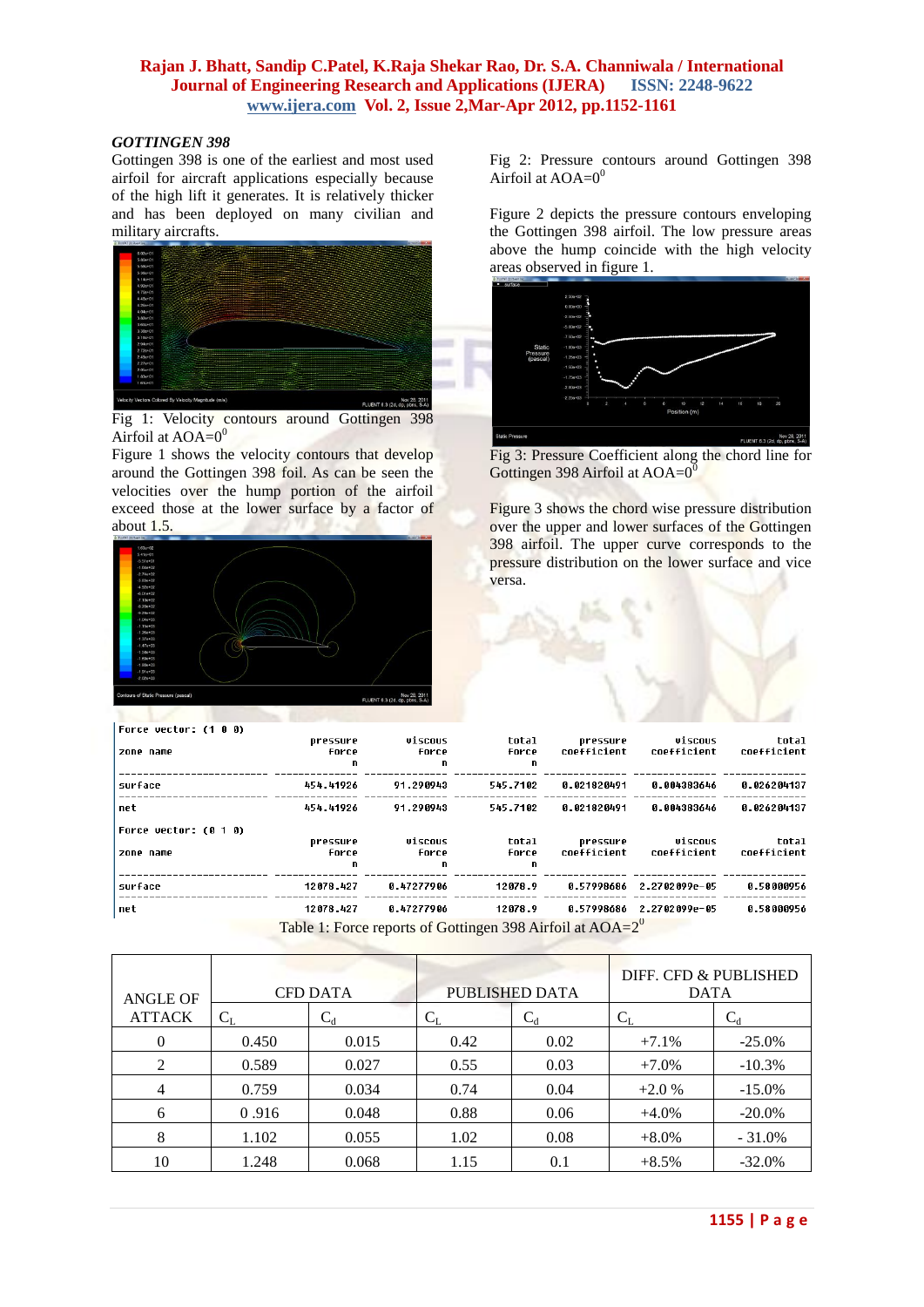*GOTTINGEN 398*

Gottingen 398 is one of the earliest and most used airfoil for aircraft applications especially because of the high lift it generates. It is relatively thicker and has been deployed on many civilian and military aircrafts.

Fig 1: Velocity contours around Gottingen 398 Airfoil at AOA=$0^0$

Figure 1 shows the velocity contours that develop around the Gottingen 398 foil. As can be seen the velocities over the hump portion of the airfoil exceed those at the lower surface by a factor of about 1.5.

Fig 2: Pressure contours around Gottingen 398 Airfoil at AOA=$0^0$

Figure 2 depicts the pressure contours enveloping the Gottingen 398 airfoil. The low pressure areas above the hump coincide with the high velocity areas observed in figure 1.

Fig 3: Pressure Coefficient along the chord line for Gottingen 398 Airfoil at AOA=$0^0$

Figure 3 shows the chord wise pressure distribution over the upper and lower surfaces of the Gottingen 398 airfoil. The upper curve corresponds to the pressure distribution on the lower surface and vice versa.

```
Force vector: (1 0 0)
                          pressure      viscous        total        pressure      viscous       total
zone name                 force         force          force        coefficient   coefficient   coefficient
                          n             n              n
------------------------- ------------- -------------- ------------ ------------- ------------- -------------
surface                   454.41926     91.290943      545.7102     0.021820491   0.004383646   0.026204137
------------------------- ------------- -------------- ------------ ------------- ------------- -------------
net                       454.41926     91.290943      545.7102     0.021820491   0.004383646   0.026204137

Force vector: (0 1 0)
                          pressure      viscous        total        pressure      viscous       total
zone name                 force         force          force        coefficient   coefficient   coefficient
                          n             n              n
------------------------- ------------- -------------- ------------ ------------- ------------- -------------
surface                   12078.427     0.47277906     12078.9      0.57998686    2.2702099e-05 0.58000956
------------------------- ------------- -------------- ------------ ------------- ------------- -------------
net                       12078.427     0.47277906     12078.9      0.57998686    2.2702099e-05 0.58000956
```

Table 1: Force reports of Gottingen 398 Airfoil at AOA=$2^0$

| ANGLE OF ATTACK | CFD DATA | | PUBLISHED DATA | | DIFF. CFD & PUBLISHED DATA | |
|---|---|---|---|---|---|---|
| | $C_L$ | $C_d$ | $C_L$ | $C_d$ | $C_L$ | $C_d$ |
| 0 | 0.450 | 0.015 | 0.42 | 0.02 | +7.1% | -25.0% |
| 2 | 0.589 | 0.027 | 0.55 | 0.03 | +7.0% | -10.3% |
| 4 | 0.759 | 0.034 | 0.74 | 0.04 | +2.0 % | -15.0% |
| 6 | 0 .916 | 0.048 | 0.88 | 0.06 | +4.0% | -20.0% |
| 8 | 1.102 | 0.055 | 1.02 | 0.08 | +8.0% | - 31.0% |
| 10 | 1.248 | 0.068 | 1.15 | 0.1 | +8.5% | -32.0% |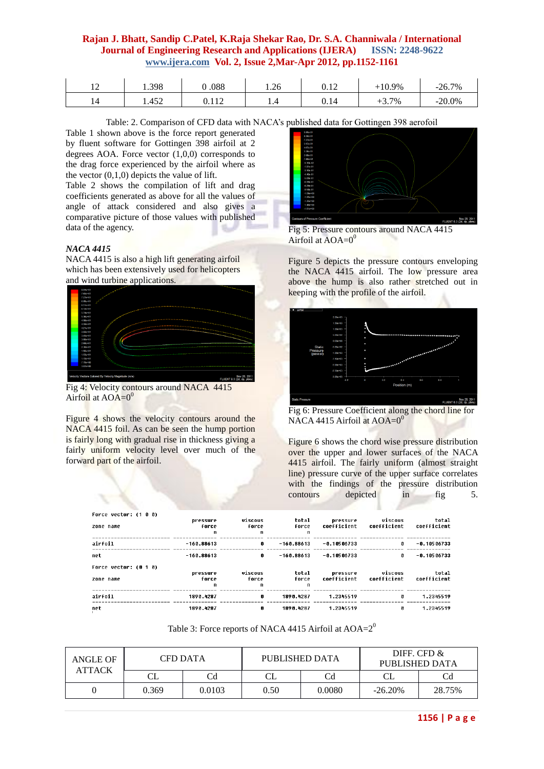| 12 | 1.398 | 0 .088 | 1.26 | 0.12 | +10.9% | -26.7% |
|---|---|---|---|---|---|---|
| 14 | 1.452 | 0.112 | 1.4 | 0.14 | +3.7% | -20.0% |

Table: 2. Comparison of CFD data with NACA's published data for Gottingen 398 aerofoil

Table 1 shown above is the force report generated by fluent software for Gottingen 398 airfoil at 2 degrees AOA. Force vector (1,0,0) corresponds to the drag force experienced by the airfoil where as the vector (0,1,0) depicts the value of lift.

Table 2 shows the compilation of lift and drag coefficients generated as above for all the values of angle of attack considered and also gives a comparative picture of those values with published data of the agency.

*NACA 4415*

NACA 4415 is also a high lift generating airfoil which has been extensively used for helicopters and wind turbine applications.

Fig 4: Velocity contours around NACA 4415 Airfoil at AOA=$0^0$

Figure 4 shows the velocity contours around the NACA 4415 foil. As can be seen the hump portion is fairly long with gradual rise in thickness giving a fairly uniform velocity level over much of the forward part of the airfoil.

Fig 5: Pressure contours around NACA 4415 Airfoil at AOA=$0^0$

Figure 5 depicts the pressure contours enveloping the NACA 4415 airfoil. The low pressure area above the hump is also rather stretched out in keeping with the profile of the airfoil.

Fig 6: Pressure Coefficient along the chord line for NACA 4415 Airfoil at AOA=$0^0$

Figure 6 shows the chord wise pressure distribution over the upper and lower surfaces of the NACA 4415 airfoil. The fairly uniform (almost straight line) pressure curve of the upper surface correlates with the findings of the pressure distribution contours depicted in fig 5.

```
Force vector: (1 0 0)
                          pressure      viscous        total       pressure      viscous        total
zone name                    force        force        force    coefficient  coefficient  coefficient
                                 n            n            n
-------------------------  -----------  -----------  -----------  -----------  -----------  -----------
airfoil                     -160.88613            0   -160.88613  -0.10506733            0  -0.10506733
-------------------------  -----------  -----------  -----------  -----------  -----------  -----------
net                         -160.88613            0   -160.88613  -0.10506733            0  -0.10506733

Force vector: (0 1 0)
                          pressure      viscous        total       pressure      viscous        total
zone name                    force        force        force    coefficient  coefficient  coefficient
                                 n            n            n
-------------------------  -----------  -----------  -----------  -----------  -----------  -----------
airfoil                      1890.4287            0    1890.4287    1.2345519            0    1.2345519
-------------------------  -----------  -----------  -----------  -----------  -----------  -----------
net                          1890.4287            0    1890.4287    1.2345519            0    1.2345519
```

Table 3: Force reports of NACA 4415 Airfoil at AOA=$2^0$

| ANGLE OF ATTACK | CFD DATA | | PUBLISHED DATA | | DIFF. CFD & PUBLISHED DATA | |
|---|---|---|---|---|---|---|
| | CL | Cd | CL | Cd | CL | Cd |
| 0 | 0.369 | 0.0103 | 0.50 | 0.0080 | -26.20% | 28.75% |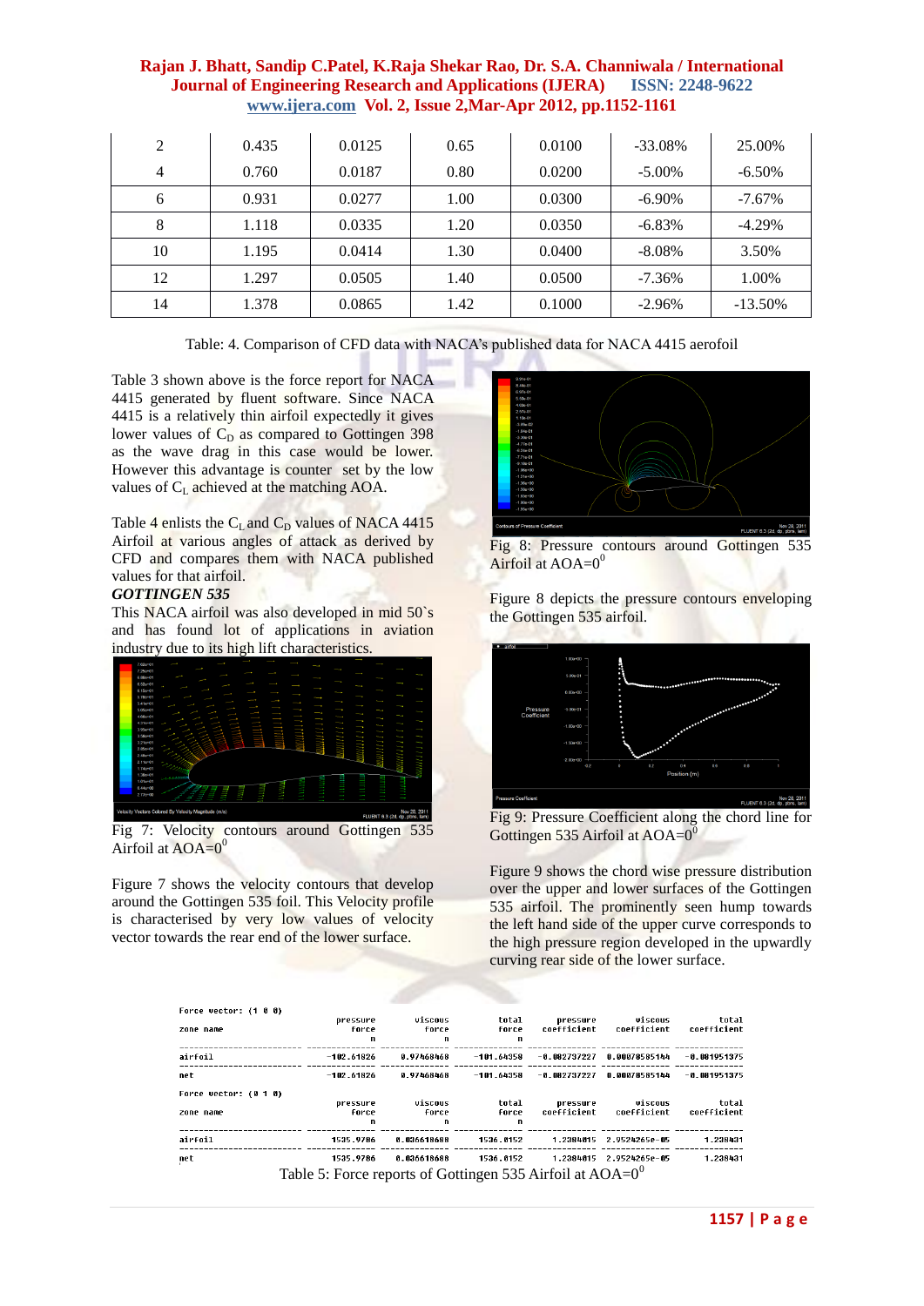| 2 | 0.435 | 0.0125 | 0.65 | 0.0100 | -33.08% | 25.00% |
|---|---|---|---|---|---|---|
| 4 | 0.760 | 0.0187 | 0.80 | 0.0200 | -5.00% | -6.50% |
| 6 | 0.931 | 0.0277 | 1.00 | 0.0300 | -6.90% | -7.67% |
| 8 | 1.118 | 0.0335 | 1.20 | 0.0350 | -6.83% | -4.29% |
| 10 | 1.195 | 0.0414 | 1.30 | 0.0400 | -8.08% | 3.50% |
| 12 | 1.297 | 0.0505 | 1.40 | 0.0500 | -7.36% | 1.00% |
| 14 | 1.378 | 0.0865 | 1.42 | 0.1000 | -2.96% | -13.50% |

Table: 4. Comparison of CFD data with NACA's published data for NACA 4415 aerofoil

Table 3 shown above is the force report for NACA 4415 generated by fluent software. Since NACA 4415 is a relatively thin airfoil expectedly it gives lower values of $C_D$ as compared to Gottingen 398 as the wave drag in this case would be lower. However this advantage is counter set by the low values of $C_L$ achieved at the matching AOA.

Table 4 enlists the $C_L$ and $C_D$ values of NACA 4415 Airfoil at various angles of attack as derived by CFD and compares them with NACA published values for that airfoil.

***GOTTINGEN 535***

This NACA airfoil was also developed in mid 50`s and has found lot of applications in aviation industry due to its high lift characteristics.

Fig 7: Velocity contours around Gottingen 535 Airfoil at AOA=$0^0$

Figure 7 shows the velocity contours that develop around the Gottingen 535 foil. This Velocity profile is characterised by very low values of velocity vector towards the rear end of the lower surface.

Fig 8: Pressure contours around Gottingen 535 Airfoil at AOA=$0^0$

Figure 8 depicts the pressure contours enveloping the Gottingen 535 airfoil.

Fig 9: Pressure Coefficient along the chord line for Gottingen 535 Airfoil at AOA=$0^0$

Figure 9 shows the chord wise pressure distribution over the upper and lower surfaces of the Gottingen 535 airfoil. The prominently seen hump towards the left hand side of the upper curve corresponds to the high pressure region developed in the upwardly curving rear side of the lower surface.

```
Force vector: (1 0 0)
                         pressure      viscous        total       pressure       viscous          total
zone name                   force        force        force    coefficient   coefficient    coefficient
                                n            n            n
-------------------------------------------------------------------------------------------------------
airfoil                -102.61826   0.97468468   -101.64358   -0.082737227  0.00078585144  -0.081951375
-------------------------------------------------------------------------------------------------------
net                    -102.61826   0.97468468   -101.64358   -0.082737227  0.00078585144  -0.081951375

Force vector: (0 1 0)
                         pressure      viscous        total       pressure       viscous          total
zone name                   force        force        force    coefficient   coefficient    coefficient
                                n            n            n
-------------------------------------------------------------------------------------------------------
airfoil                 1535.9786  0.036618688    1536.0152      1.2384015  2.9524265e-05      1.238431
-------------------------------------------------------------------------------------------------------
net                     1535.9786  0.036618688    1536.0152      1.2384015  2.9524265e-05      1.238431
```

Table 5: Force reports of Gottingen 535 Airfoil at AOA=$0^0$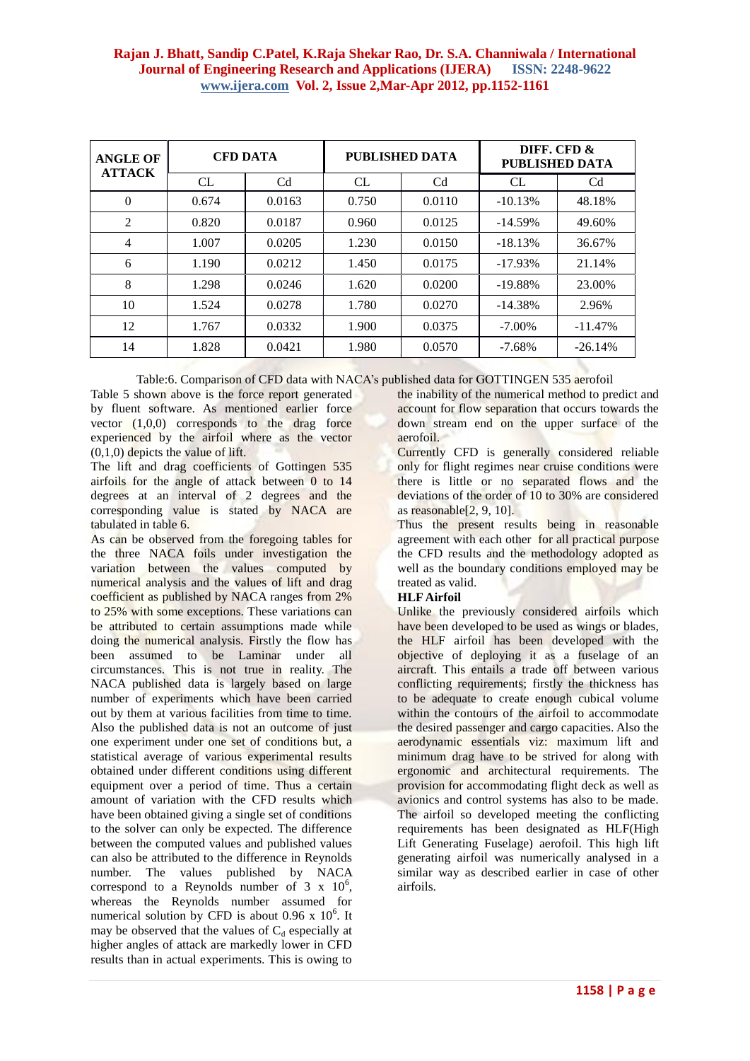| ANGLE OF ATTACK | CFD DATA | | PUBLISHED DATA | | DIFF. CFD & PUBLISHED DATA | |
|---|---|---|---|---|---|---|
| | CL | Cd | CL | Cd | CL | Cd |
| 0 | 0.674 | 0.0163 | 0.750 | 0.0110 | -10.13% | 48.18% |
| 2 | 0.820 | 0.0187 | 0.960 | 0.0125 | -14.59% | 49.60% |
| 4 | 1.007 | 0.0205 | 1.230 | 0.0150 | -18.13% | 36.67% |
| 6 | 1.190 | 0.0212 | 1.450 | 0.0175 | -17.93% | 21.14% |
| 8 | 1.298 | 0.0246 | 1.620 | 0.0200 | -19.88% | 23.00% |
| 10 | 1.524 | 0.0278 | 1.780 | 0.0270 | -14.38% | 2.96% |
| 12 | 1.767 | 0.0332 | 1.900 | 0.0375 | -7.00% | -11.47% |
| 14 | 1.828 | 0.0421 | 1.980 | 0.0570 | -7.68% | -26.14% |

Table:6. Comparison of CFD data with NACA's published data for GOTTINGEN 535 aerofoil

Table 5 shown above is the force report generated by fluent software. As mentioned earlier force vector (1,0,0) corresponds to the drag force experienced by the airfoil where as the vector (0,1,0) depicts the value of lift.

The lift and drag coefficients of Gottingen 535 airfoils for the angle of attack between 0 to 14 degrees at an interval of 2 degrees and the corresponding value is stated by NACA are tabulated in table 6.

As can be observed from the foregoing tables for the three NACA foils under investigation the variation between the values computed by numerical analysis and the values of lift and drag coefficient as published by NACA ranges from 2% to 25% with some exceptions. These variations can be attributed to certain assumptions made while doing the numerical analysis. Firstly the flow has been assumed to be Laminar under all circumstances. This is not true in reality. The NACA published data is largely based on large number of experiments which have been carried out by them at various facilities from time to time. Also the published data is not an outcome of just one experiment under one set of conditions but, a statistical average of various experimental results obtained under different conditions using different equipment over a period of time. Thus a certain amount of variation with the CFD results which have been obtained giving a single set of conditions to the solver can only be expected. The difference between the computed values and published values can also be attributed to the difference in Reynolds number. The values published by NACA correspond to a Reynolds number of 3 x $10^6$, whereas the Reynolds number assumed for numerical solution by CFD is about 0.96 x $10^6$. It may be observed that the values of $C_d$ especially at higher angles of attack are markedly lower in CFD results than in actual experiments. This is owing to the inability of the numerical method to predict and account for flow separation that occurs towards the down stream end on the upper surface of the aerofoil.

Currently CFD is generally considered reliable only for flight regimes near cruise conditions were there is little or no separated flows and the deviations of the order of 10 to 30% are considered as reasonable[2, 9, 10].

Thus the present results being in reasonable agreement with each other for all practical purpose the CFD results and the methodology adopted as well as the boundary conditions employed may be treated as valid.

**HLF Airfoil**

Unlike the previously considered airfoils which have been developed to be used as wings or blades, the HLF airfoil has been developed with the objective of deploying it as a fuselage of an aircraft. This entails a trade off between various conflicting requirements; firstly the thickness has to be adequate to create enough cubical volume within the contours of the airfoil to accommodate the desired passenger and cargo capacities. Also the aerodynamic essentials viz: maximum lift and minimum drag have to be strived for along with ergonomic and architectural requirements. The provision for accommodating flight deck as well as avionics and control systems has also to be made. The airfoil so developed meeting the conflicting requirements has been designated as HLF(High Lift Generating Fuselage) aerofoil. This high lift generating airfoil was numerically analysed in a similar way as described earlier in case of other airfoils.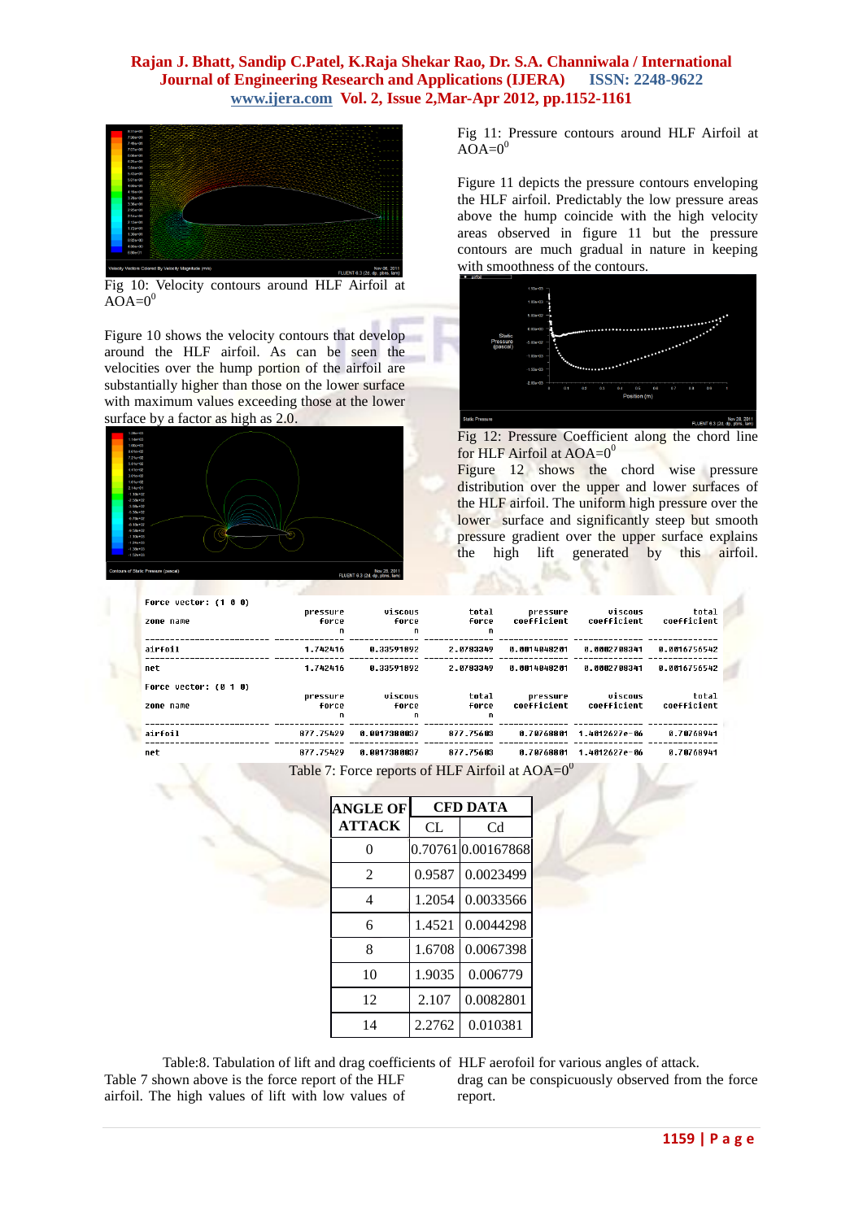Fig 10: Velocity contours around HLF Airfoil at AOA=$0^0$

Figure 10 shows the velocity contours that develop around the HLF airfoil. As can be seen the velocities over the hump portion of the airfoil are substantially higher than those on the lower surface with maximum values exceeding those at the lower surface by a factor as high as 2.0.

Fig 11: Pressure contours around HLF Airfoil at AOA=$0^0$

Figure 11 depicts the pressure contours enveloping the HLF airfoil. Predictably the low pressure areas above the hump coincide with the high velocity areas observed in figure 11 but the pressure contours are much gradual in nature in keeping with smoothness of the contours.

Fig 12: Pressure Coefficient along the chord line for HLF Airfoil at AOA=$0^0$

Figure 12 shows the chord wise pressure distribution over the upper and lower surfaces of the HLF airfoil. The uniform high pressure over the lower surface and significantly steep but smooth pressure gradient over the upper surface explains the high lift generated by this airfoil.

Force vector: (1 0 0)

| zone name | pressure force n | viscous force n | total force n | pressure coefficient | viscous coefficient | total coefficient |
|---|---|---|---|---|---|---|
| airfoil | 1.742416 | 0.33591892 | 2.0783349 | 0.0014048201 | 0.0002708341 | 0.0016756542 |
| net | 1.742416 | 0.33591892 | 2.0783349 | 0.0014048201 | 0.0002708341 | 0.0016756542 |

Force vector: (0 1 0)

| zone name | pressure force n | viscous force n | total force n | pressure coefficient | viscous coefficient | total coefficient |
|---|---|---|---|---|---|---|
| airfoil | 877.75429 | 0.0017380037 | 877.75603 | 0.70768801 | 1.4012627e-06 | 0.70768941 |
| net | 877.75429 | 0.0017380037 | 877.75603 | 0.70768801 | 1.4012627e-06 | 0.70768941 |

Table 7: Force reports of HLF Airfoil at AOA=$0^0$

| ANGLE OF ATTACK | CFD DATA | |
|---|---|---|
| | CL | Cd |
| 0 | 0.70761 | 0.00167868 |
| 2 | 0.9587 | 0.0023499 |
| 4 | 1.2054 | 0.0033566 |
| 6 | 1.4521 | 0.0044298 |
| 8 | 1.6708 | 0.0067398 |
| 10 | 1.9035 | 0.006779 |
| 12 | 2.107 | 0.0082801 |
| 14 | 2.2762 | 0.010381 |

Table:8. Tabulation of lift and drag coefficients of HLF aerofoil for various angles of attack.

Table 7 shown above is the force report of the HLF airfoil. The high values of lift with low values of drag can be conspicuously observed from the force report.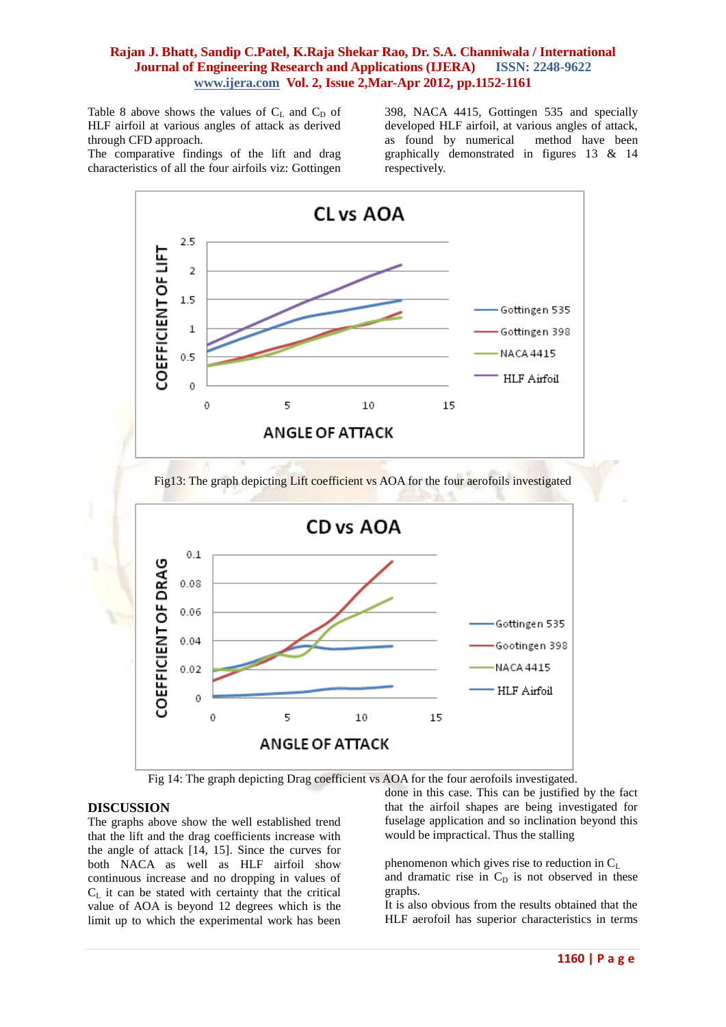Table 8 above shows the values of $C_L$ and $C_D$ of HLF airfoil at various angles of attack as derived through CFD approach.

The comparative findings of the lift and drag characteristics of all the four airfoils viz: Gottingen 398, NACA 4415, Gottingen 535 and specially developed HLF airfoil, at various angles of attack, as found by numerical method have been graphically demonstrated in figures 13 & 14 respectively.

Fig13: The graph depicting Lift coefficient vs AOA for the four aerofoils investigated

Fig 14: The graph depicting Drag coefficient vs AOA for the four aerofoils investigated.

## DISCUSSION

The graphs above show the well established trend that the lift and the drag coefficients increase with the angle of attack [14, 15]. Since the curves for both NACA as well as HLF airfoil show continuous increase and no dropping in values of $C_L$ it can be stated with certainty that the critical value of AOA is beyond 12 degrees which is the limit up to which the experimental work has been done in this case. This can be justified by the fact that the airfoil shapes are being investigated for fuselage application and so inclination beyond this would be impractical. Thus the stalling

phenomenon which gives rise to reduction in $C_L$ and dramatic rise in $C_D$ is not observed in these graphs.

It is also obvious from the results obtained that the HLF aerofoil has superior characteristics in terms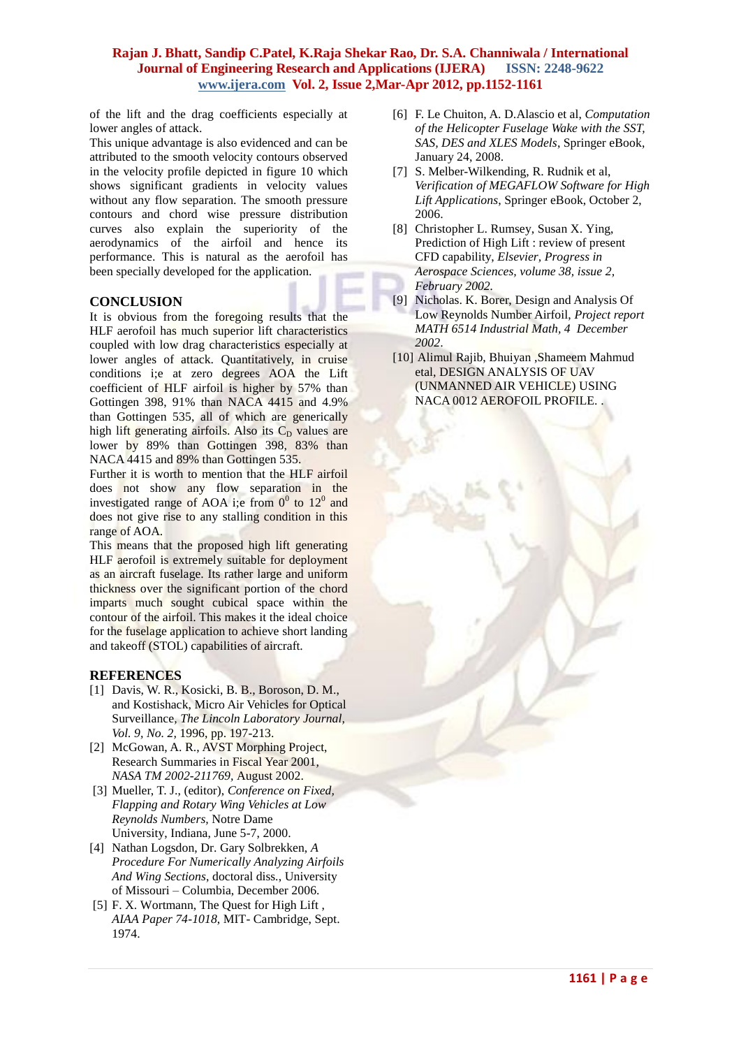of the lift and the drag coefficients especially at lower angles of attack.

This unique advantage is also evidenced and can be attributed to the smooth velocity contours observed in the velocity profile depicted in figure 10 which shows significant gradients in velocity values without any flow separation. The smooth pressure contours and chord wise pressure distribution curves also explain the superiority of the aerodynamics of the airfoil and hence its performance. This is natural as the aerofoil has been specially developed for the application.

## CONCLUSION

It is obvious from the foregoing results that the HLF aerofoil has much superior lift characteristics coupled with low drag characteristics especially at lower angles of attack. Quantitatively, in cruise conditions i;e at zero degrees AOA the Lift coefficient of HLF airfoil is higher by 57% than Gottingen 398, 91% than NACA 4415 and 4.9% than Gottingen 535, all of which are generically high lift generating airfoils. Also its $C_D$ values are lower by 89% than Gottingen 398, 83% than NACA 4415 and 89% than Gottingen 535.

Further it is worth to mention that the HLF airfoil does not show any flow separation in the investigated range of AOA i;e from $0^0$ to $12^0$ and does not give rise to any stalling condition in this range of AOA.

This means that the proposed high lift generating HLF aerofoil is extremely suitable for deployment as an aircraft fuselage. Its rather large and uniform thickness over the significant portion of the chord imparts much sought cubical space within the contour of the airfoil. This makes it the ideal choice for the fuselage application to achieve short landing and takeoff (STOL) capabilities of aircraft.

## REFERENCES

[1] Davis, W. R., Kosicki, B. B., Boroson, D. M., and Kostishack, Micro Air Vehicles for Optical Surveillance, *The Lincoln Laboratory Journal, Vol. 9, No. 2*, 1996, pp. 197-213.

[2] McGowan, A. R., AVST Morphing Project, Research Summaries in Fiscal Year 2001, *NASA TM 2002-211769*, August 2002.

[3] Mueller, T. J., (editor), *Conference on Fixed, Flapping and Rotary Wing Vehicles at Low Reynolds Numbers*, Notre Dame University, Indiana, June 5-7, 2000.

[4] Nathan Logsdon, Dr. Gary Solbrekken, *A Procedure For Numerically Analyzing Airfoils And Wing Sections*, doctoral diss., University of Missouri – Columbia, December 2006.

[5] F. X. Wortmann, The Quest for High Lift , *AIAA Paper 74-1018*, MIT- Cambridge, Sept. 1974.

[6] F. Le Chuiton, A. D.Alascio et al, *Computation of the Helicopter Fuselage Wake with the SST, SAS, DES and XLES Models*, Springer eBook, January 24, 2008.

[7] S. Melber-Wilkending, R. Rudnik et al, *Verification of MEGAFLOW Software for High Lift Applications*, Springer eBook, October 2, 2006.

[8] Christopher L. Rumsey, Susan X. Ying, Prediction of High Lift : review of present CFD capability, *Elsevier, Progress in Aerospace Sciences, volume 38, issue 2, February 2002.*

[9] Nicholas. K. Borer, Design and Analysis Of Low Reynolds Number Airfoil, *Project report MATH 6514 Industrial Math, 4 December 2002.*

[10] Alimul Rajib, Bhuiyan ,Shameem Mahmud etal, DESIGN ANALYSIS OF UAV (UNMANNED AIR VEHICLE) USING NACA 0012 AEROFOIL PROFILE. .